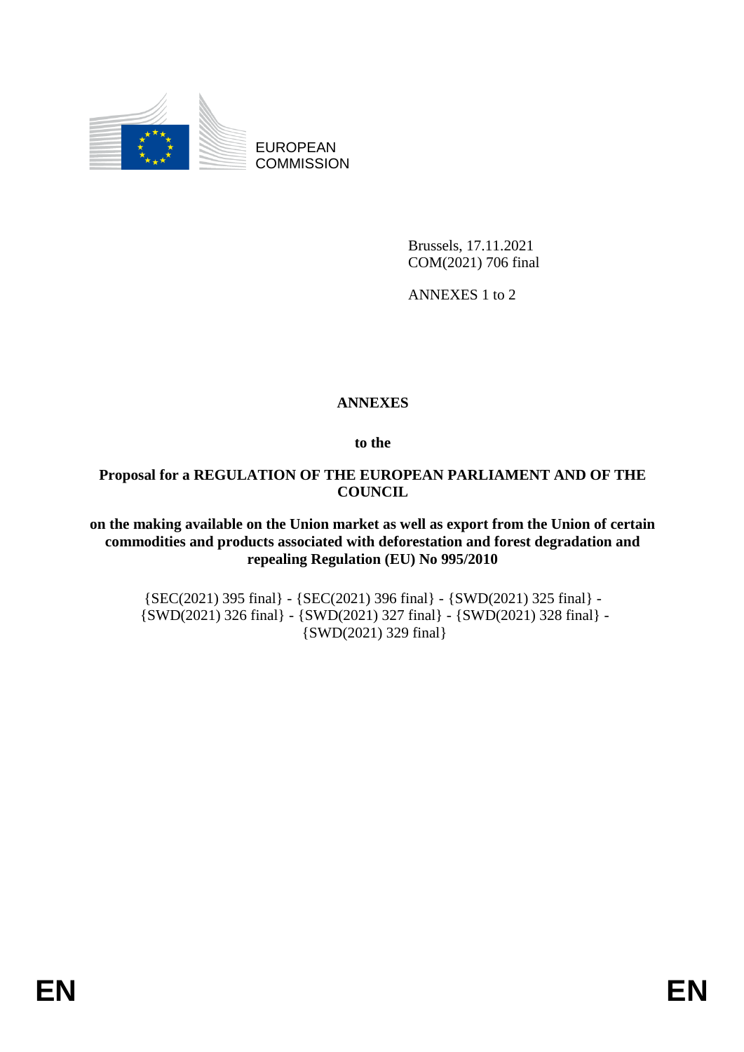EUROPEAN COMMISSION

Brussels, 17.11.2021
COM(2021) 706 final

ANNEXES 1 to 2

# ANNEXES

**to the**

**Proposal for a REGULATION OF THE EUROPEAN PARLIAMENT AND OF THE COUNCIL**

**on the making available on the Union market as well as export from the Union of certain commodities and products associated with deforestation and forest degradation and repealing Regulation (EU) No 995/2010**

{SEC(2021) 395 final} - {SEC(2021) 396 final} - {SWD(2021) 325 final} - {SWD(2021) 326 final} - {SWD(2021) 327 final} - {SWD(2021) 328 final} - {SWD(2021) 329 final}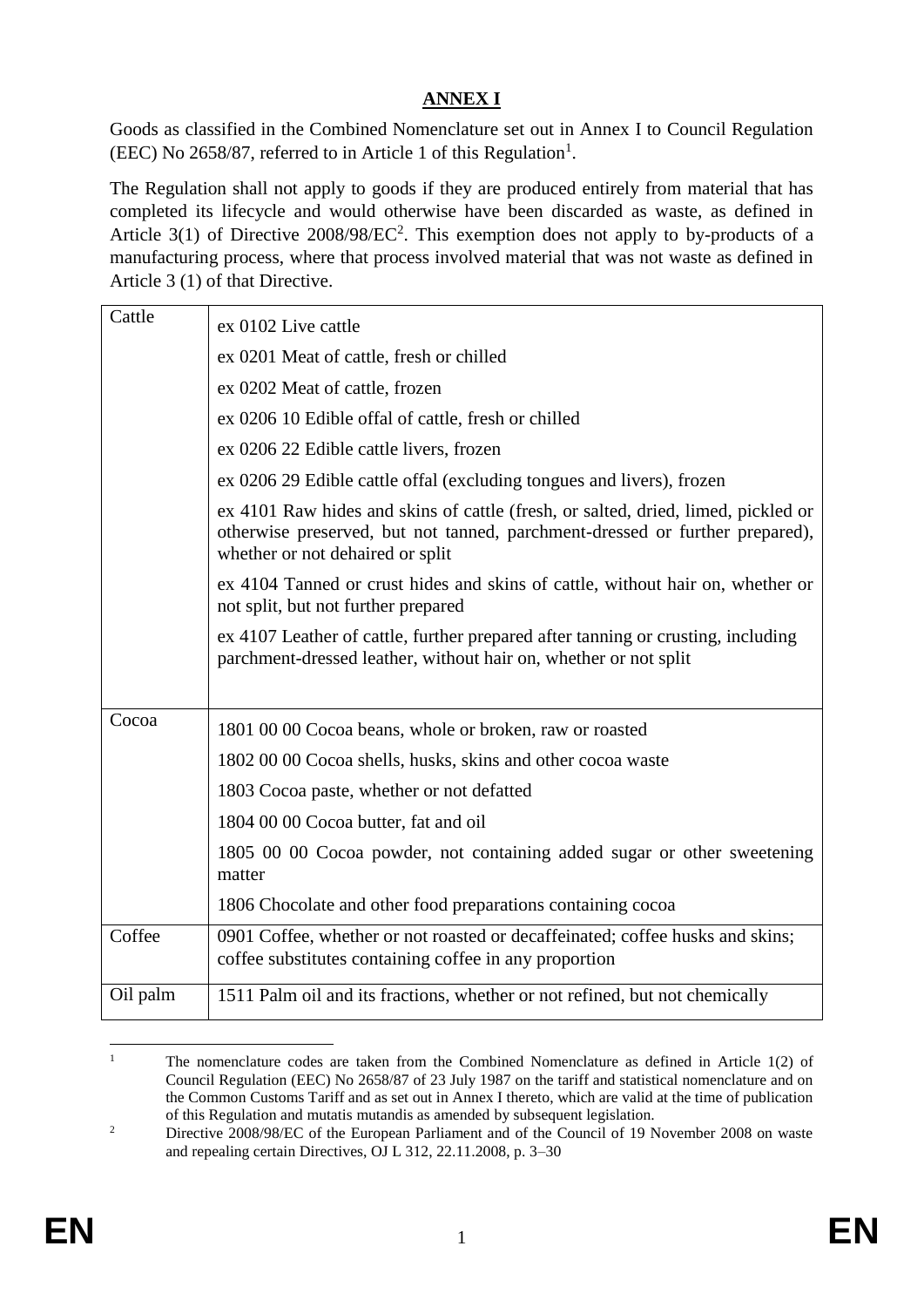## ANNEX I

Goods as classified in the Combined Nomenclature set out in Annex I to Council Regulation (EEC) No 2658/87, referred to in Article 1 of this Regulation[1].

The Regulation shall not apply to goods if they are produced entirely from material that has completed its lifecycle and would otherwise have been discarded as waste, as defined in Article 3(1) of Directive 2008/98/EC[2]. This exemption does not apply to by-products of a manufacturing process, where that process involved material that was not waste as defined in Article 3 (1) of that Directive.

| | |
|---|---|
| Cattle | ex 0102 Live cattle<br>ex 0201 Meat of cattle, fresh or chilled<br>ex 0202 Meat of cattle, frozen<br>ex 0206 10 Edible offal of cattle, fresh or chilled<br>ex 0206 22 Edible cattle livers, frozen<br>ex 0206 29 Edible cattle offal (excluding tongues and livers), frozen<br>ex 4101 Raw hides and skins of cattle (fresh, or salted, dried, limed, pickled or otherwise preserved, but not tanned, parchment-dressed or further prepared), whether or not dehaired or split<br>ex 4104 Tanned or crust hides and skins of cattle, without hair on, whether or not split, but not further prepared<br>ex 4107 Leather of cattle, further prepared after tanning or crusting, including parchment-dressed leather, without hair on, whether or not split |
| Cocoa | 1801 00 00 Cocoa beans, whole or broken, raw or roasted<br>1802 00 00 Cocoa shells, husks, skins and other cocoa waste<br>1803 Cocoa paste, whether or not defatted<br>1804 00 00 Cocoa butter, fat and oil<br>1805 00 00 Cocoa powder, not containing added sugar or other sweetening matter<br>1806 Chocolate and other food preparations containing cocoa |
| Coffee | 0901 Coffee, whether or not roasted or decaffeinated; coffee husks and skins; coffee substitutes containing coffee in any proportion |
| Oil palm | 1511 Palm oil and its fractions, whether or not refined, but not chemically |

[1] The nomenclature codes are taken from the Combined Nomenclature as defined in Article 1(2) of Council Regulation (EEC) No 2658/87 of 23 July 1987 on the tariff and statistical nomenclature and on the Common Customs Tariff and as set out in Annex I thereto, which are valid at the time of publication of this Regulation and mutatis mutandis as amended by subsequent legislation.

[2] Directive 2008/98/EC of the European Parliament and of the Council of 19 November 2008 on waste and repealing certain Directives, OJ L 312, 22.11.2008, p. 3–30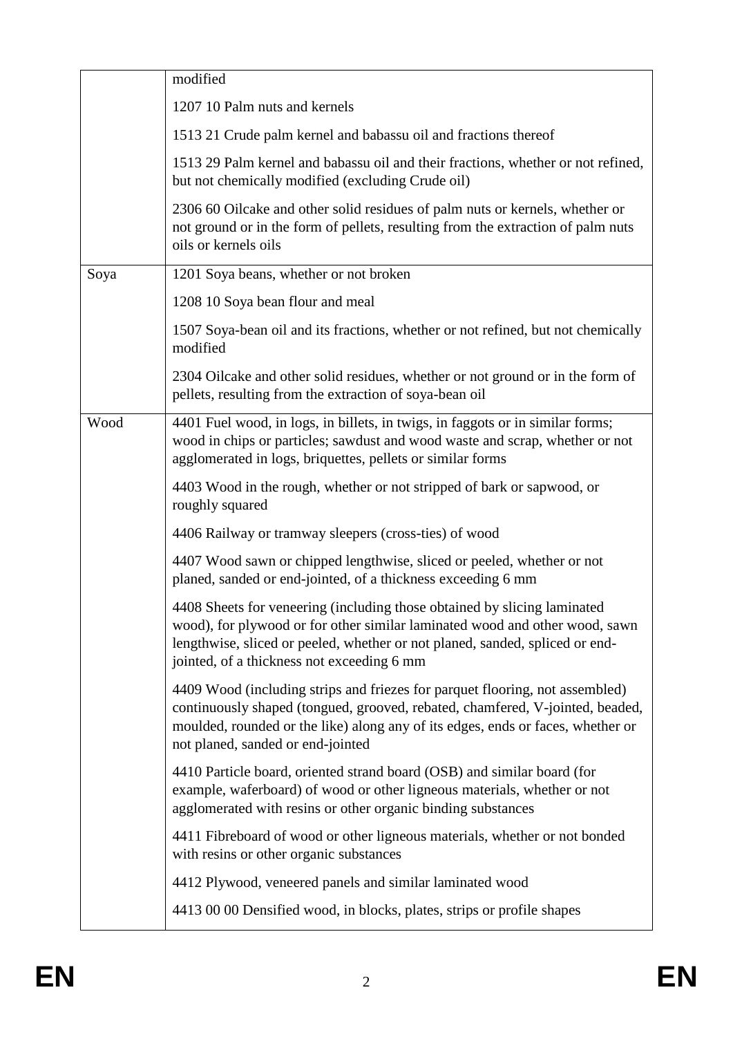| | |
|---|---|
| | modified |
| | 1207 10 Palm nuts and kernels |
| | 1513 21 Crude palm kernel and babassu oil and fractions thereof |
| | 1513 29 Palm kernel and babassu oil and their fractions, whether or not refined, but not chemically modified (excluding Crude oil) |
| | 2306 60 Oilcake and other solid residues of palm nuts or kernels, whether or not ground or in the form of pellets, resulting from the extraction of palm nuts oils or kernels oils |
| Soya | 1201 Soya beans, whether or not broken |
| | 1208 10 Soya bean flour and meal |
| | 1507 Soya-bean oil and its fractions, whether or not refined, but not chemically modified |
| | 2304 Oilcake and other solid residues, whether or not ground or in the form of pellets, resulting from the extraction of soya-bean oil |
| Wood | 4401 Fuel wood, in logs, in billets, in twigs, in faggots or in similar forms; wood in chips or particles; sawdust and wood waste and scrap, whether or not agglomerated in logs, briquettes, pellets or similar forms |
| | 4403 Wood in the rough, whether or not stripped of bark or sapwood, or roughly squared |
| | 4406 Railway or tramway sleepers (cross-ties) of wood |
| | 4407 Wood sawn or chipped lengthwise, sliced or peeled, whether or not planed, sanded or end-jointed, of a thickness exceeding 6 mm |
| | 4408 Sheets for veneering (including those obtained by slicing laminated wood), for plywood or for other similar laminated wood and other wood, sawn lengthwise, sliced or peeled, whether or not planed, sanded, spliced or end-jointed, of a thickness not exceeding 6 mm |
| | 4409 Wood (including strips and friezes for parquet flooring, not assembled) continuously shaped (tongued, grooved, rebated, chamfered, V-jointed, beaded, moulded, rounded or the like) along any of its edges, ends or faces, whether or not planed, sanded or end-jointed |
| | 4410 Particle board, oriented strand board (OSB) and similar board (for example, waferboard) of wood or other ligneous materials, whether or not agglomerated with resins or other organic binding substances |
| | 4411 Fibreboard of wood or other ligneous materials, whether or not bonded with resins or other organic substances |
| | 4412 Plywood, veneered panels and similar laminated wood |
| | 4413 00 00 Densified wood, in blocks, plates, strips or profile shapes |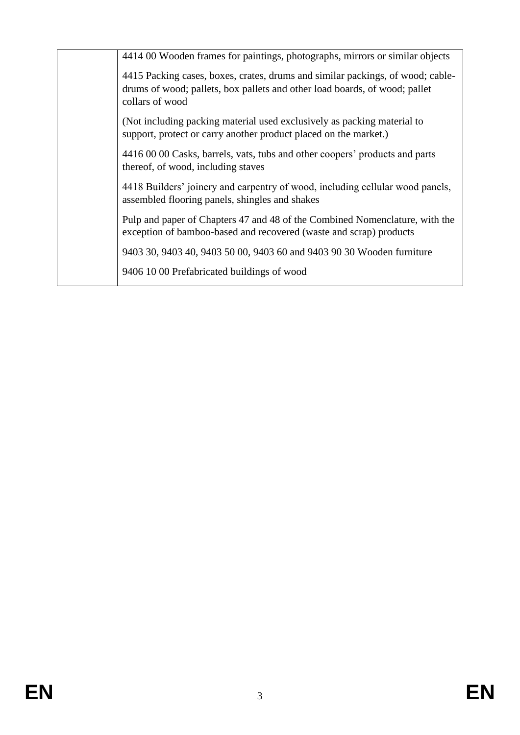| | |
|---|---|
| | 4414 00 Wooden frames for paintings, photographs, mirrors or similar objects<br><br>4415 Packing cases, boxes, crates, drums and similar packings, of wood; cable-drums of wood; pallets, box pallets and other load boards, of wood; pallet collars of wood<br><br>(Not including packing material used exclusively as packing material to support, protect or carry another product placed on the market.)<br><br>4416 00 00 Casks, barrels, vats, tubs and other coopers' products and parts thereof, of wood, including staves<br><br>4418 Builders' joinery and carpentry of wood, including cellular wood panels, assembled flooring panels, shingles and shakes<br><br>Pulp and paper of Chapters 47 and 48 of the Combined Nomenclature, with the exception of bamboo-based and recovered (waste and scrap) products<br><br>9403 30, 9403 40, 9403 50 00, 9403 60 and 9403 90 30 Wooden furniture<br><br>9406 10 00 Prefabricated buildings of wood |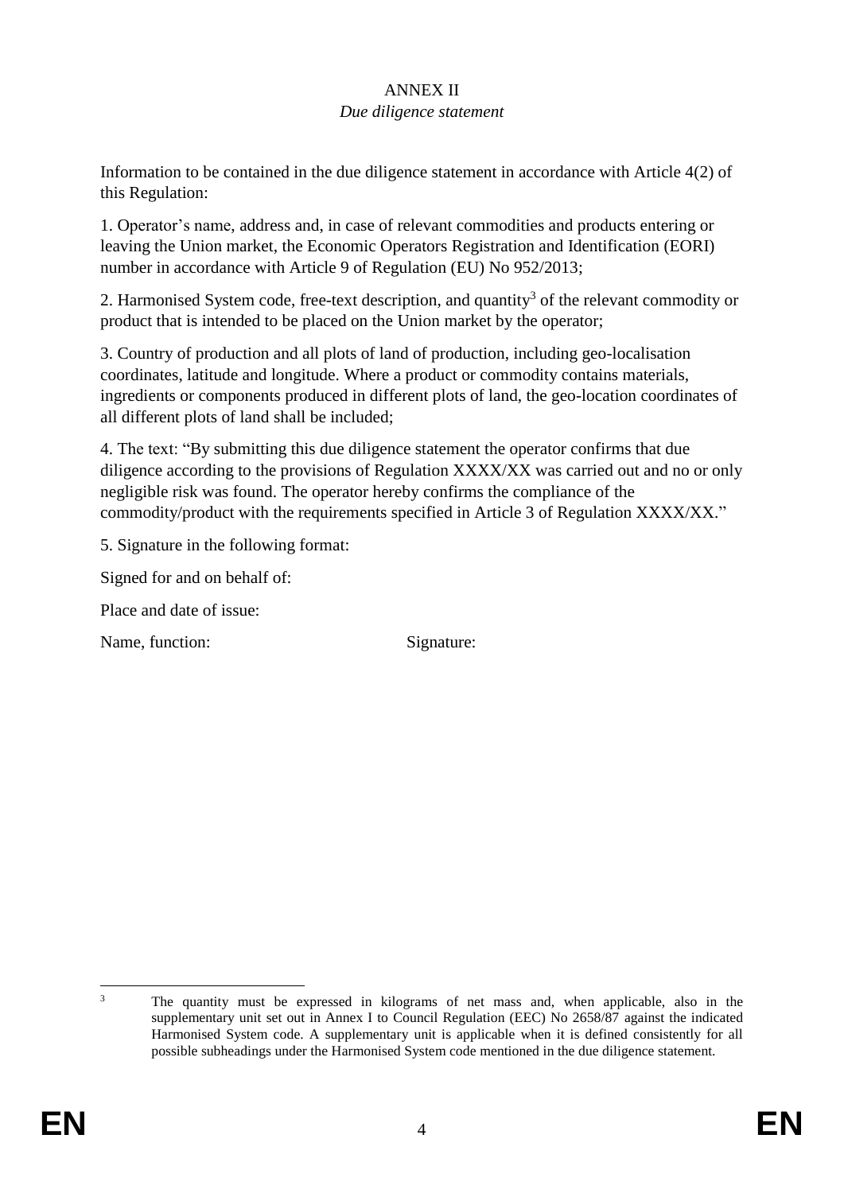# ANNEX II

*Due diligence statement*

Information to be contained in the due diligence statement in accordance with Article 4(2) of this Regulation:

1. Operator's name, address and, in case of relevant commodities and products entering or leaving the Union market, the Economic Operators Registration and Identification (EORI) number in accordance with Article 9 of Regulation (EU) No 952/2013;

2. Harmonised System code, free-text description, and quantity[3] of the relevant commodity or product that is intended to be placed on the Union market by the operator;

3. Country of production and all plots of land of production, including geo-localisation coordinates, latitude and longitude. Where a product or commodity contains materials, ingredients or components produced in different plots of land, the geo-location coordinates of all different plots of land shall be included;

4. The text: "By submitting this due diligence statement the operator confirms that due diligence according to the provisions of Regulation XXXX/XX was carried out and no or only negligible risk was found. The operator hereby confirms the compliance of the commodity/product with the requirements specified in Article 3 of Regulation XXXX/XX."

5. Signature in the following format:

Signed for and on behalf of:

Place and date of issue:

Name, function: Signature:

---

[3] The quantity must be expressed in kilograms of net mass and, when applicable, also in the supplementary unit set out in Annex I to Council Regulation (EEC) No 2658/87 against the indicated Harmonised System code. A supplementary unit is applicable when it is defined consistently for all possible subheadings under the Harmonised System code mentioned in the due diligence statement.